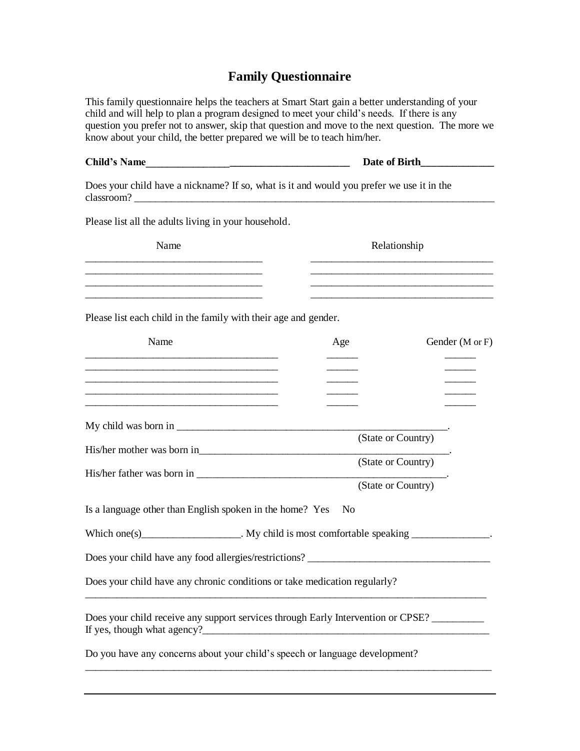# Family Questionnaire

This family questionnaire helps the teachers at Smart Start gain a better understanding of your child and will help to plan a program designed to meet your child's needs. If there is any question you prefer not to answer, skip that question and move to the next question. The more we know about your child, the better prepared we will be to teach him/her.

**Child's Name**_______________________________________ **Date of Birth**______________

Does your child have a nickname? If so, what is it and would you prefer we use it in the classroom? ________________________________________________________________________

Please list all the adults living in your household.

| Name | Relationship |
| --- | --- |
| __________________________________ | ___________________________________ |
| __________________________________ | ___________________________________ |
| __________________________________ | ___________________________________ |
| __________________________________ | ___________________________________ |

Please list each child in the family with their age and gender.

| Name | Age | Gender (M or F) |
| --- | --- | --- |
| ____________________________________ | ______ | ______ |
| ____________________________________ | ______ | ______ |
| ____________________________________ | ______ | ______ |
| ____________________________________ | ______ | ______ |
| ____________________________________ | ______ | ______ |

My child was born in ____________________________________________________.
(State or Country)

His/her mother was born in_______________________________________________.
(State or Country)

His/her father was born in _______________________________________________.
(State or Country)

Is a language other than English spoken in the home? Yes No

Which one(s)__________________. My child is most comfortable speaking _______________.

Does your child have any food allergies/restrictions? ___________________________________

Does your child have any chronic conditions or take medication regularly?
_____________________________________________________________________________

Does your child receive any support services through Early Intervention or CPSE? __________
If yes, though what agency?______________________________________________________

Do you have any concerns about your child's speech or language development?
_____________________________________________________________________________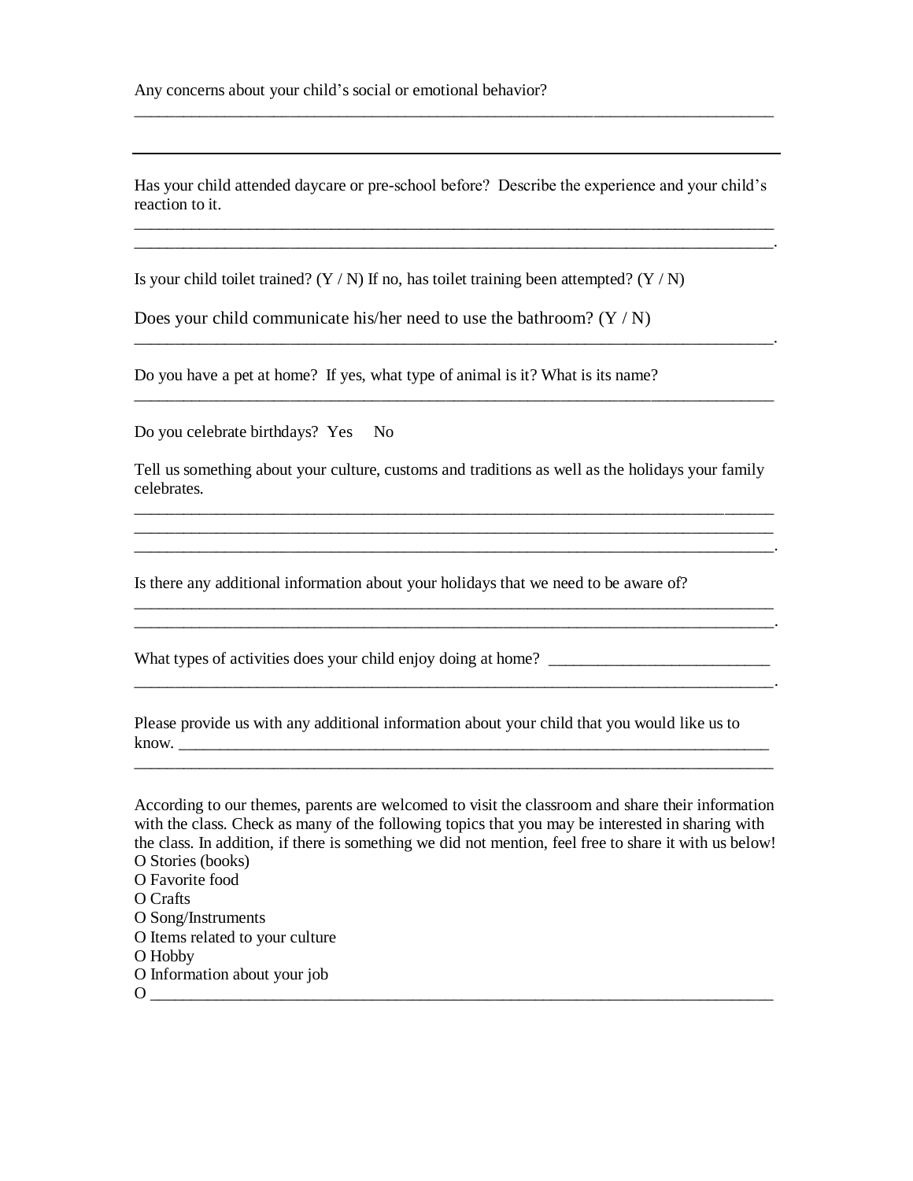Any concerns about your child's social or emotional behavior?

_______________________________________________________________________________

---

Has your child attended daycare or pre-school before? Describe the experience and your child's reaction to it.

_______________________________________________________________________________
______________________________________________________________________________.

Is your child toilet trained? (Y / N) If no, has toilet training been attempted? (Y / N)

Does your child communicate his/her need to use the bathroom? (Y / N)

______________________________________________________________________________.

Do you have a pet at home? If yes, what type of animal is it? What is its name?

_______________________________________________________________________________

Do you celebrate birthdays? Yes No

Tell us something about your culture, customs and traditions as well as the holidays your family celebrates.

_______________________________________________________________________________
_______________________________________________________________________________
______________________________________________________________________________.

Is there any additional information about your holidays that we need to be aware of?

_______________________________________________________________________________
______________________________________________________________________________.

What types of activities does your child enjoy doing at home? ___________________________
______________________________________________________________________________.

Please provide us with any additional information about your child that you would like us to know. ___________________________________________________________________________
_______________________________________________________________________________

According to our themes, parents are welcomed to visit the classroom and share their information with the class. Check as many of the following topics that you may be interested in sharing with the class. In addition, if there is something we did not mention, feel free to share it with us below!

O Stories (books)
O Favorite food
O Crafts
O Song/Instruments
O Items related to your culture
O Hobby
O Information about your job
O _____________________________________________________________________________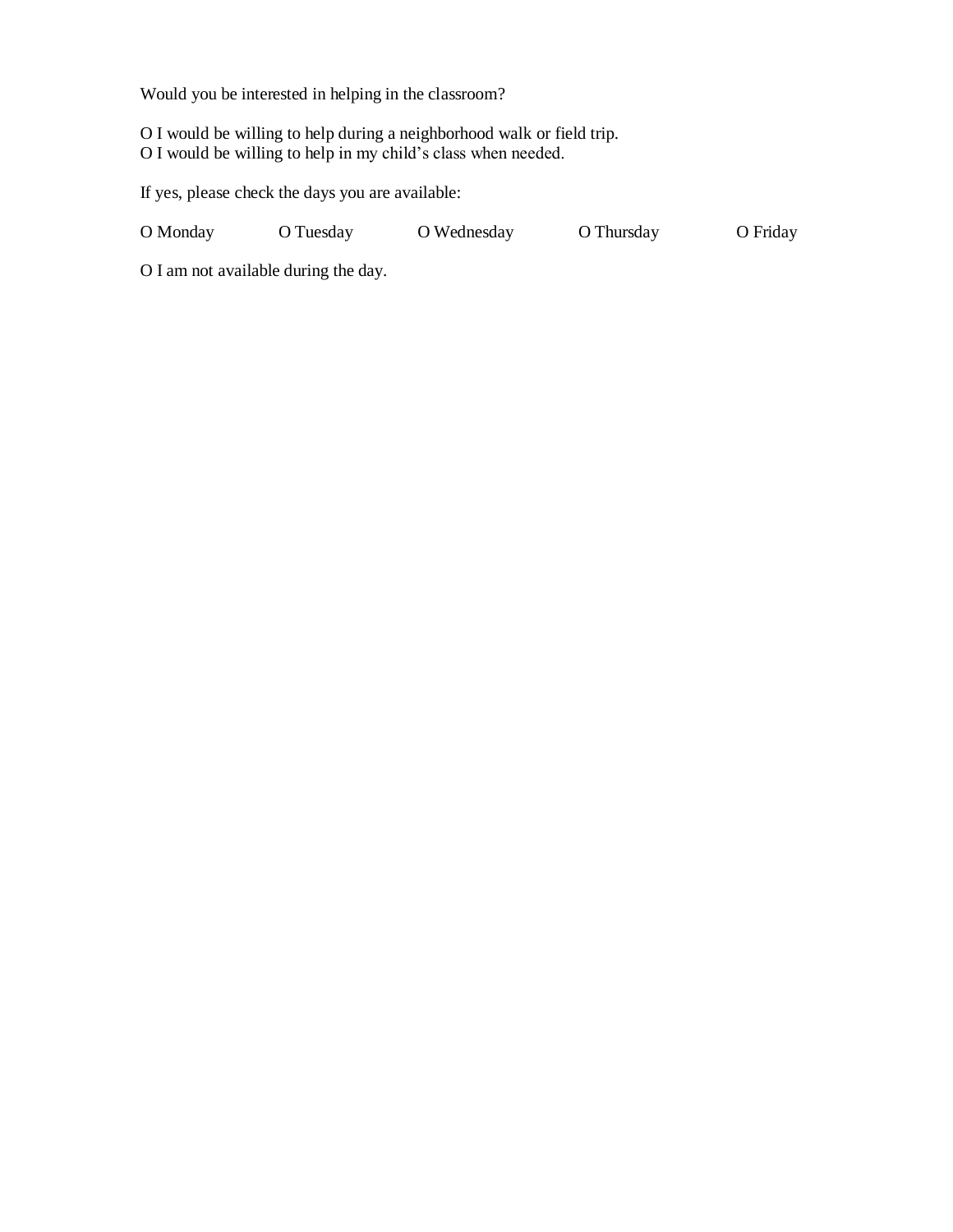Would you be interested in helping in the classroom?

O I would be willing to help during a neighborhood walk or field trip.
O I would be willing to help in my child's class when needed.

If yes, please check the days you are available:

O Monday     O Tuesday     O Wednesday     O Thursday     O Friday

O I am not available during the day.